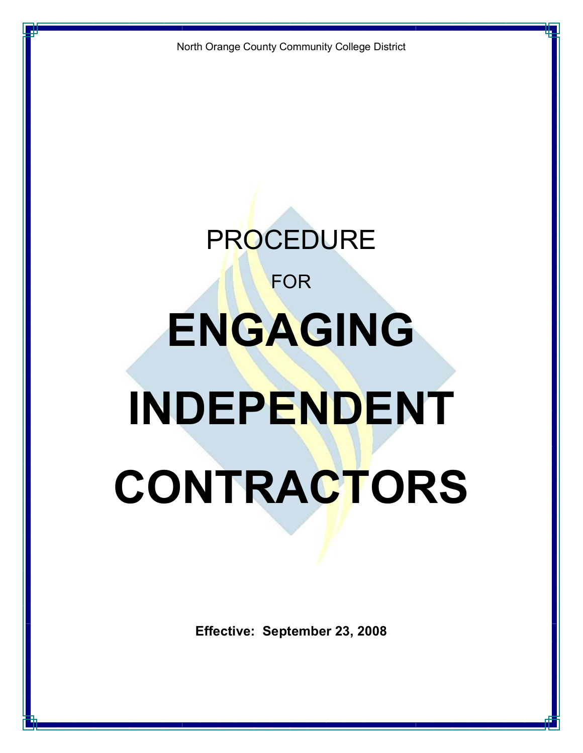North Orange County Community College District

# PROCEDURE

# FOR

# ENGAGING INDEPENDENT CONTRACTORS

**Effective: September 23, 2008**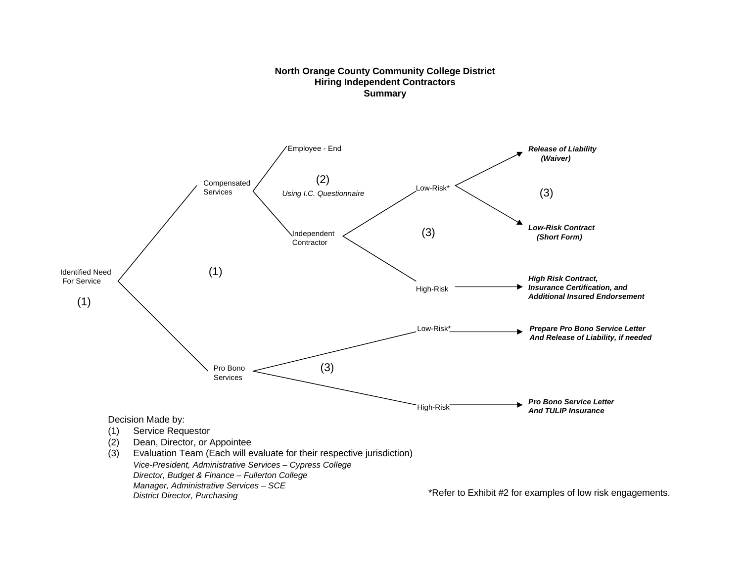# North Orange County Community College District
## Hiring Independent Contractors
### Summary

- Identified Need For Service (1)
  - (1) Compensated Services
    - (2) *Using I.C. Questionnaire*
      - Employee - End
      - Independent Contractor
        - (3) Low-Risk*
          - (3) ***Release of Liability (Waiver)***
          - (3) ***Low-Risk Contract (Short Form)***
        - (3) High-Risk → ***High Risk Contract, Insurance Certification, and Additional Insured Endorsement***
  - (1) Pro Bono Services
    - (3) Low-Risk* → ***Prepare Pro Bono Service Letter And Release of Liability, if needed***
    - (3) High-Risk → ***Pro Bono Service Letter And TULIP Insurance***

Decision Made by:

(1) Service Requestor
(2) Dean, Director, or Appointee
(3) Evaluation Team (Each will evaluate for their respective jurisdiction)
   *Vice-President, Administrative Services – Cypress College*
   *Director, Budget & Finance – Fullerton College*
   *Manager, Administrative Services – SCE*
   *District Director, Purchasing*

*Refer to Exhibit #2 for examples of low risk engagements.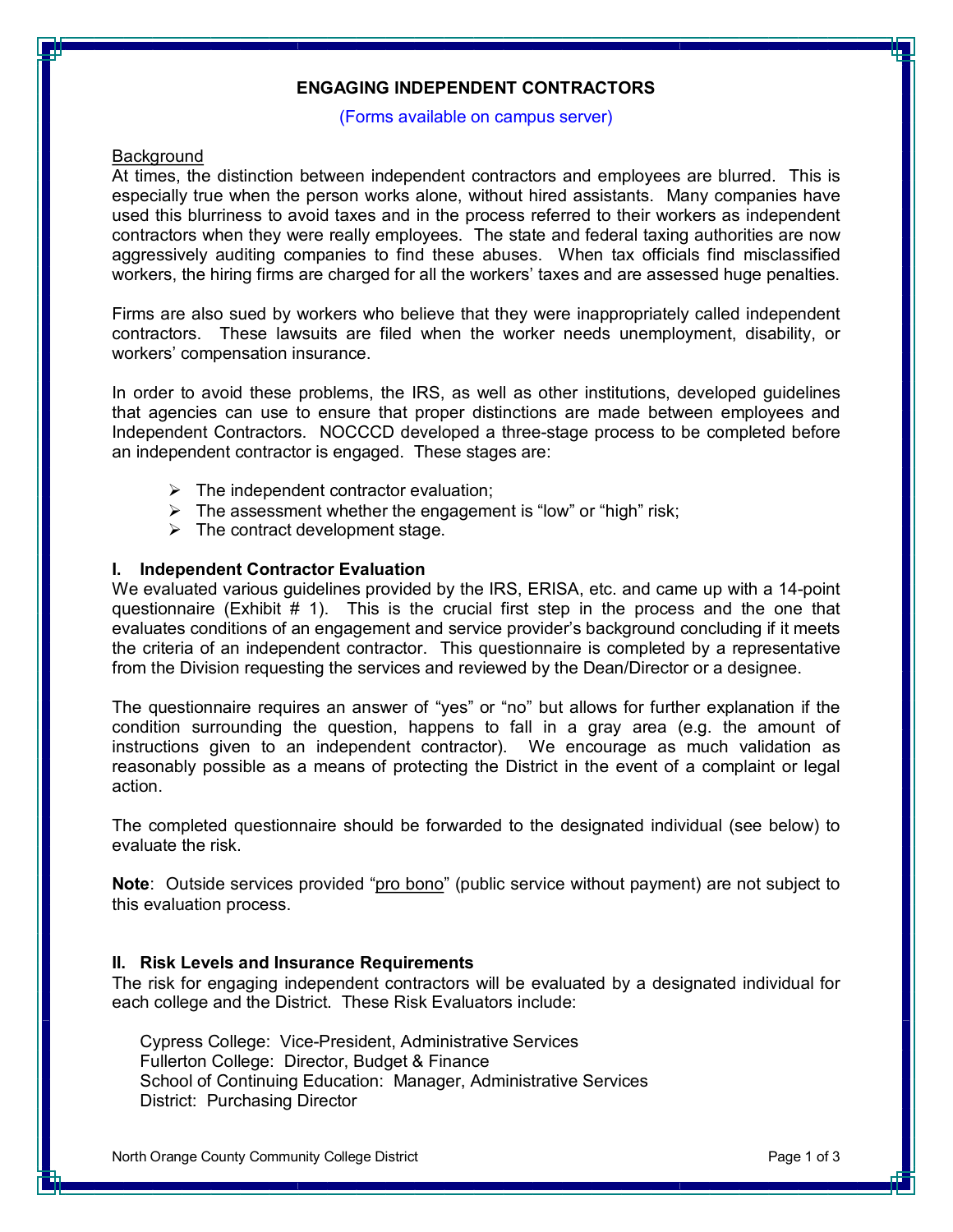# ENGAGING INDEPENDENT CONTRACTORS

(Forms available on campus server)

Background

At times, the distinction between independent contractors and employees are blurred. This is especially true when the person works alone, without hired assistants. Many companies have used this blurriness to avoid taxes and in the process referred to their workers as independent contractors when they were really employees. The state and federal taxing authorities are now aggressively auditing companies to find these abuses. When tax officials find misclassified workers, the hiring firms are charged for all the workers' taxes and are assessed huge penalties.

Firms are also sued by workers who believe that they were inappropriately called independent contractors. These lawsuits are filed when the worker needs unemployment, disability, or workers' compensation insurance.

In order to avoid these problems, the IRS, as well as other institutions, developed guidelines that agencies can use to ensure that proper distinctions are made between employees and Independent Contractors. NOCCCD developed a three-stage process to be completed before an independent contractor is engaged. These stages are:

- The independent contractor evaluation;
- The assessment whether the engagement is "low" or "high" risk;
- The contract development stage.

## I. Independent Contractor Evaluation

We evaluated various guidelines provided by the IRS, ERISA, etc. and came up with a 14-point questionnaire (Exhibit # 1). This is the crucial first step in the process and the one that evaluates conditions of an engagement and service provider's background concluding if it meets the criteria of an independent contractor. This questionnaire is completed by a representative from the Division requesting the services and reviewed by the Dean/Director or a designee.

The questionnaire requires an answer of "yes" or "no" but allows for further explanation if the condition surrounding the question, happens to fall in a gray area (e.g. the amount of instructions given to an independent contractor). We encourage as much validation as reasonably possible as a means of protecting the District in the event of a complaint or legal action.

The completed questionnaire should be forwarded to the designated individual (see below) to evaluate the risk.

**Note**: Outside services provided "pro bono" (public service without payment) are not subject to this evaluation process.

## II. Risk Levels and Insurance Requirements

The risk for engaging independent contractors will be evaluated by a designated individual for each college and the District. These Risk Evaluators include:

Cypress College: Vice-President, Administrative Services
Fullerton College: Director, Budget & Finance
School of Continuing Education: Manager, Administrative Services
District: Purchasing Director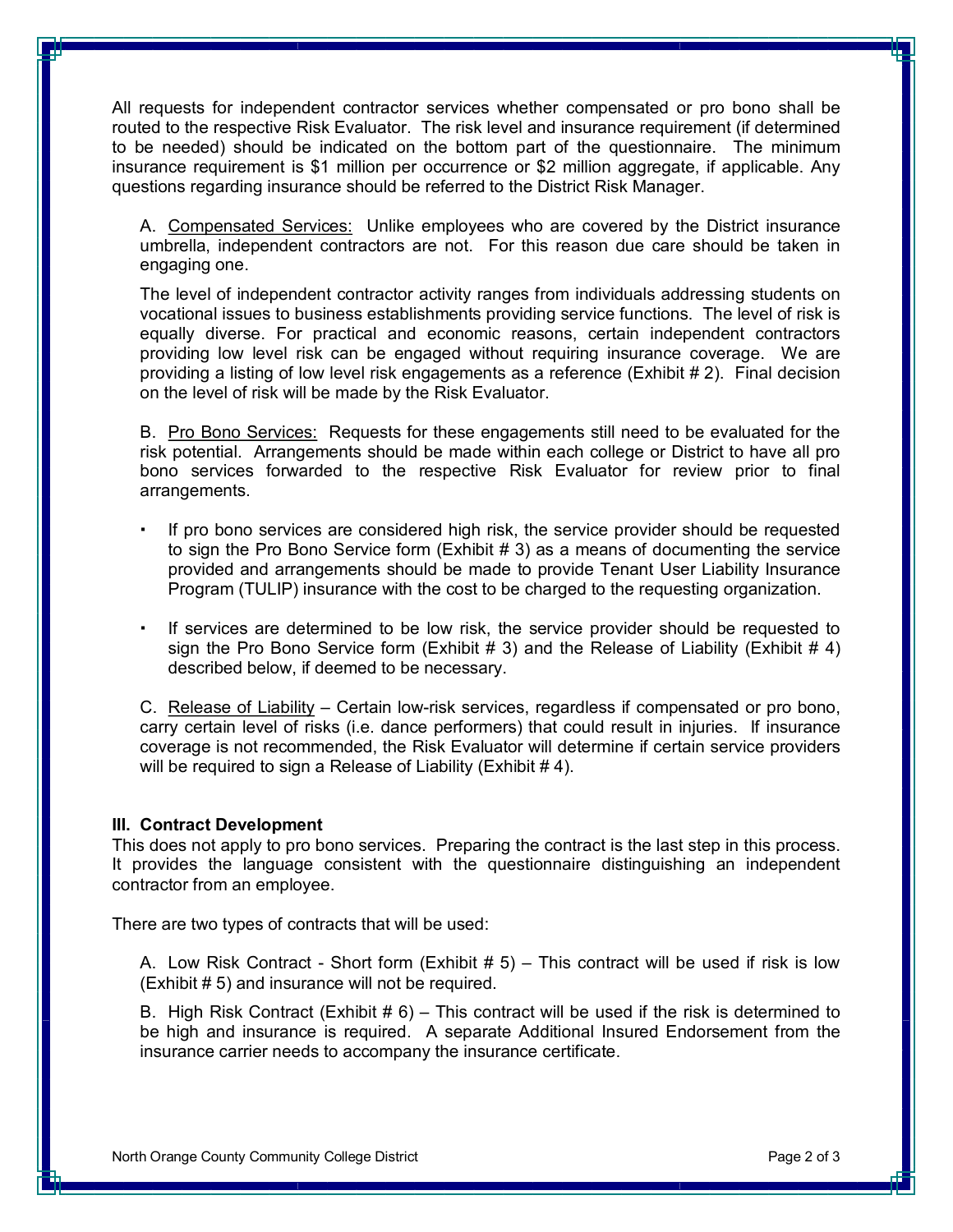All requests for independent contractor services whether compensated or pro bono shall be routed to the respective Risk Evaluator. The risk level and insurance requirement (if determined to be needed) should be indicated on the bottom part of the questionnaire. The minimum insurance requirement is $1 million per occurrence or $2 million aggregate, if applicable. Any questions regarding insurance should be referred to the District Risk Manager.

A. Compensated Services: Unlike employees who are covered by the District insurance umbrella, independent contractors are not. For this reason due care should be taken in engaging one.

The level of independent contractor activity ranges from individuals addressing students on vocational issues to business establishments providing service functions. The level of risk is equally diverse. For practical and economic reasons, certain independent contractors providing low level risk can be engaged without requiring insurance coverage. We are providing a listing of low level risk engagements as a reference (Exhibit # 2). Final decision on the level of risk will be made by the Risk Evaluator.

B. Pro Bono Services: Requests for these engagements still need to be evaluated for the risk potential. Arrangements should be made within each college or District to have all pro bono services forwarded to the respective Risk Evaluator for review prior to final arrangements.

- If pro bono services are considered high risk, the service provider should be requested to sign the Pro Bono Service form (Exhibit # 3) as a means of documenting the service provided and arrangements should be made to provide Tenant User Liability Insurance Program (TULIP) insurance with the cost to be charged to the requesting organization.

- If services are determined to be low risk, the service provider should be requested to sign the Pro Bono Service form (Exhibit # 3) and the Release of Liability (Exhibit # 4) described below, if deemed to be necessary.

C. Release of Liability – Certain low-risk services, regardless if compensated or pro bono, carry certain level of risks (i.e. dance performers) that could result in injuries. If insurance coverage is not recommended, the Risk Evaluator will determine if certain service providers will be required to sign a Release of Liability (Exhibit # 4).

### III. Contract Development

This does not apply to pro bono services. Preparing the contract is the last step in this process. It provides the language consistent with the questionnaire distinguishing an independent contractor from an employee.

There are two types of contracts that will be used:

A. Low Risk Contract - Short form (Exhibit # 5) – This contract will be used if risk is low (Exhibit # 5) and insurance will not be required.

B. High Risk Contract (Exhibit # 6) – This contract will be used if the risk is determined to be high and insurance is required. A separate Additional Insured Endorsement from the insurance carrier needs to accompany the insurance certificate.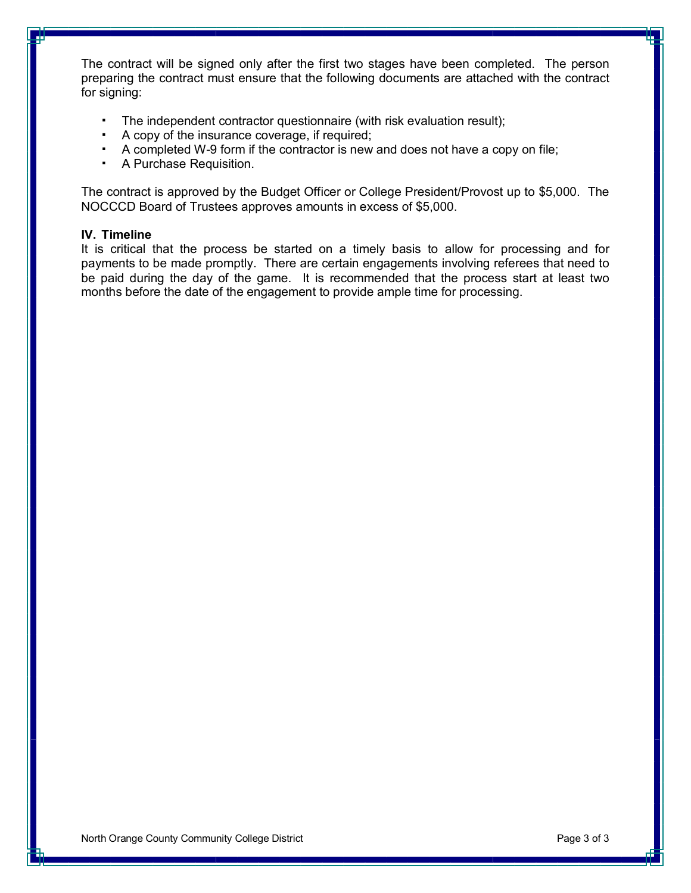The contract will be signed only after the first two stages have been completed. The person preparing the contract must ensure that the following documents are attached with the contract for signing:

- The independent contractor questionnaire (with risk evaluation result);
- A copy of the insurance coverage, if required;
- A completed W-9 form if the contractor is new and does not have a copy on file;
- A Purchase Requisition.

The contract is approved by the Budget Officer or College President/Provost up to $5,000. The NOCCCD Board of Trustees approves amounts in excess of $5,000.

**IV. Timeline**

It is critical that the process be started on a timely basis to allow for processing and for payments to be made promptly. There are certain engagements involving referees that need to be paid during the day of the game. It is recommended that the process start at least two months before the date of the engagement to provide ample time for processing.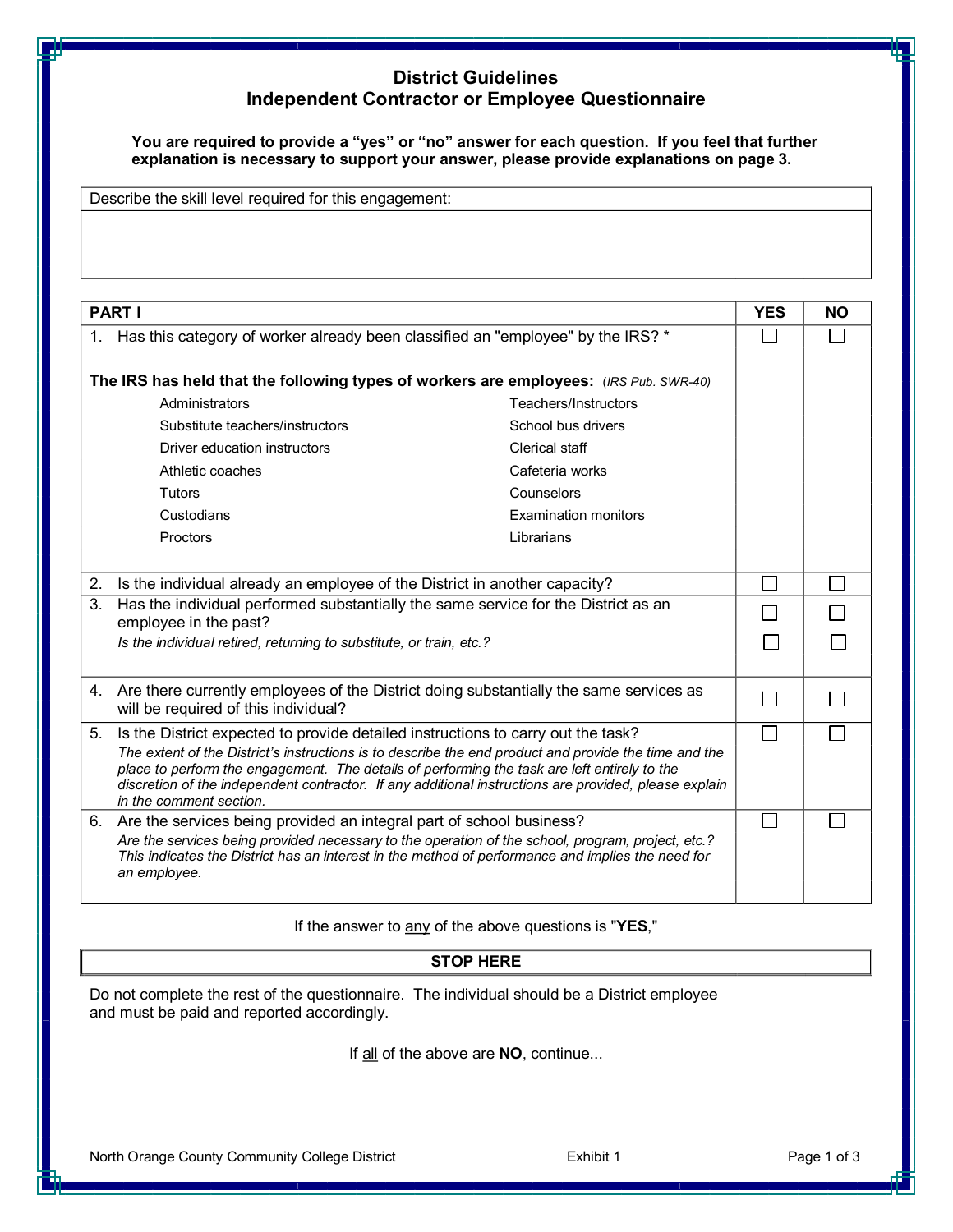# District Guidelines
## Independent Contractor or Employee Questionnaire

**You are required to provide a "yes" or "no" answer for each question. If you feel that further explanation is necessary to support your answer, please provide explanations on page 3.**

| Describe the skill level required for this engagement: |
|---|
| |

| PART I | YES | NO |
|---|---|---|
| 1. Has this category of worker already been classified an "employee" by the IRS? * <br><br> **The IRS has held that the following types of workers are employees:** (*IRS Pub. SWR-40*) <br> Administrators; Teachers/Instructors; Substitute teachers/instructors; School bus drivers; Driver education instructors; Clerical staff; Athletic coaches; Cafeteria works; Tutors; Counselors; Custodians; Examination monitors; Proctors; Librarians | ☐ | ☐ |
| 2. Is the individual already an employee of the District in another capacity? | ☐ | ☐ |
| 3. Has the individual performed substantially the same service for the District as an employee in the past? | ☐ | ☐ |
| *Is the individual retired, returning to substitute, or train, etc.?* | ☐ | ☐ |
| 4. Are there currently employees of the District doing substantially the same services as will be required of this individual? | ☐ | ☐ |
| 5. Is the District expected to provide detailed instructions to carry out the task? <br> *The extent of the District's instructions is to describe the end product and provide the time and the place to perform the engagement. The details of performing the task are left entirely to the discretion of the independent contractor. If any additional instructions are provided, please explain in the comment section.* | ☐ | ☐ |
| 6. Are the services being provided an integral part of school business? <br> *Are the services being provided necessary to the operation of the school, program, project, etc.? This indicates the District has an interest in the method of performance and implies the need for an employee.* | ☐ | ☐ |

If the answer to any of the above questions is "**YES**,"

**STOP HERE**

Do not complete the rest of the questionnaire. The individual should be a District employee and must be paid and reported accordingly.

If all of the above are **NO**, continue...

North Orange County Community College District — Exhibit 1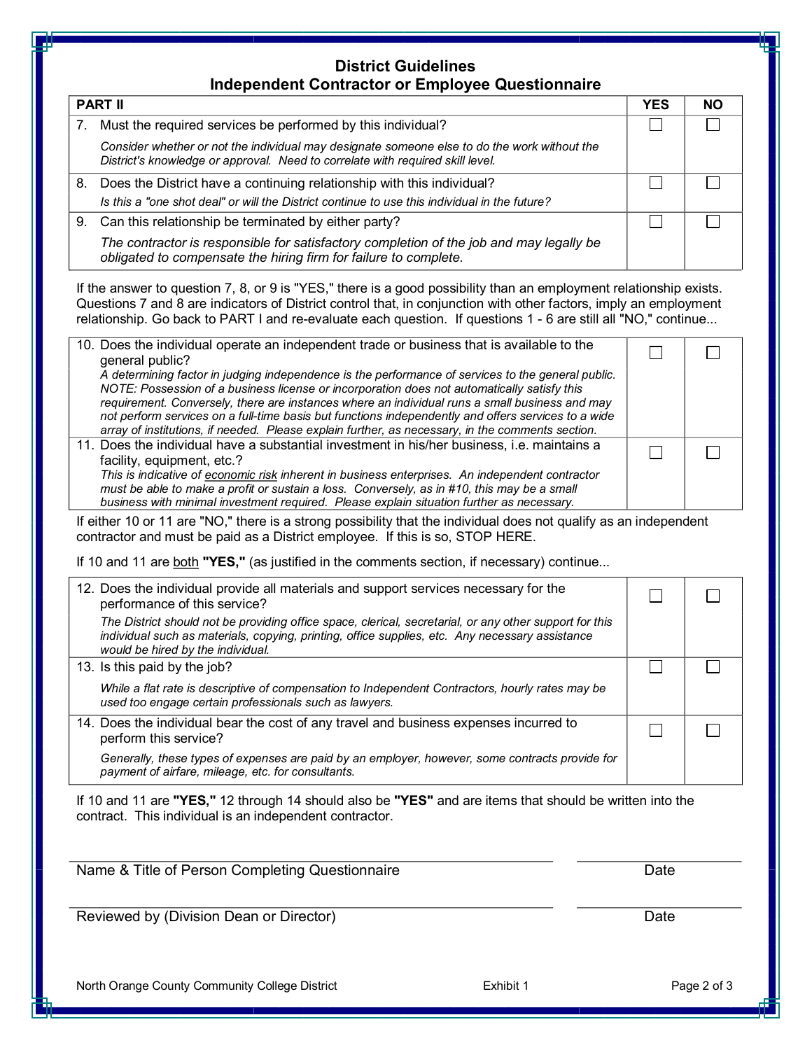# District Guidelines
## Independent Contractor or Employee Questionnaire

| PART II | YES | NO |
|---|---|---|
| 7. Must the required services be performed by this individual?<br>*Consider whether or not the individual may designate someone else to do the work without the District's knowledge or approval. Need to correlate with required skill level.* | ☐ | ☐ |
| 8. Does the District have a continuing relationship with this individual?<br>*Is this a "one shot deal" or will the District continue to use this individual in the future?* | ☐ | ☐ |
| 9. Can this relationship be terminated by either party?<br>*The contractor is responsible for satisfactory completion of the job and may legally be obligated to compensate the hiring firm for failure to complete.* | ☐ | ☐ |

If the answer to question 7, 8, or 9 is "YES," there is a good possibility than an employment relationship exists. Questions 7 and 8 are indicators of District control that, in conjunction with other factors, imply an employment relationship. Go back to PART I and re-evaluate each question. If questions 1 - 6 are still all "NO," continue...

| | YES | NO |
|---|---|---|
| 10. Does the individual operate an independent trade or business that is available to the general public?<br>*A determining factor in judging independence is the performance of services to the general public. NOTE: Possession of a business license or incorporation does not automatically satisfy this requirement. Conversely, there are instances where an individual runs a small business and may not perform services on a full-time basis but functions independently and offers services to a wide array of institutions, if needed. Please explain further, as necessary, in the comments section.* | ☐ | ☐ |
| 11. Does the individual have a substantial investment in his/her business, i.e. maintains a facility, equipment, etc.?<br>*This is indicative of economic risk inherent in business enterprises. An independent contractor must be able to make a profit or sustain a loss. Conversely, as in #10, this may be a small business with minimal investment required. Please explain situation further as necessary.* | ☐ | ☐ |

If either 10 or 11 are "NO," there is a strong possibility that the individual does not qualify as an independent contractor and must be paid as a District employee. If this is so, STOP HERE.

If 10 and 11 are both **"YES,"** (as justified in the comments section, if necessary) continue...

| | YES | NO |
|---|---|---|
| 12. Does the individual provide all materials and support services necessary for the performance of this service?<br>*The District should not be providing office space, clerical, secretarial, or any other support for this individual such as materials, copying, printing, office supplies, etc. Any necessary assistance would be hired by the individual.* | ☐ | ☐ |
| 13. Is this paid by the job?<br>*While a flat rate is descriptive of compensation to Independent Contractors, hourly rates may be used too engage certain professionals such as lawyers.* | ☐ | ☐ |
| 14. Does the individual bear the cost of any travel and business expenses incurred to perform this service?<br>*Generally, these types of expenses are paid by an employer, however, some contracts provide for payment of airfare, mileage, etc. for consultants.* | ☐ | ☐ |

If 10 and 11 are **"YES,"** 12 through 14 should also be **"YES"** and are items that should be written into the contract. This individual is an independent contractor.

______________________________________________ ______________

Name & Title of Person Completing Questionnaire Date

______________________________________________ ______________

Reviewed by (Division Dean or Director) Date

North Orange County Community College District Exhibit 1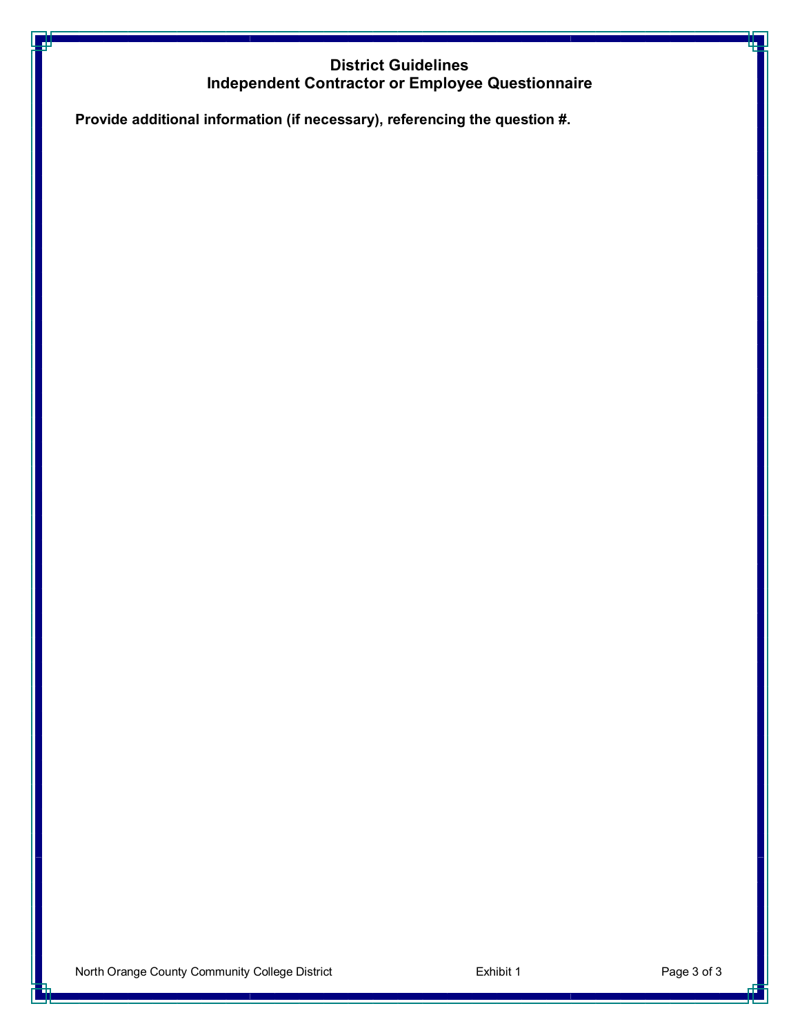# District Guidelines
## Independent Contractor or Employee Questionnaire

**Provide additional information (if necessary), referencing the question #.**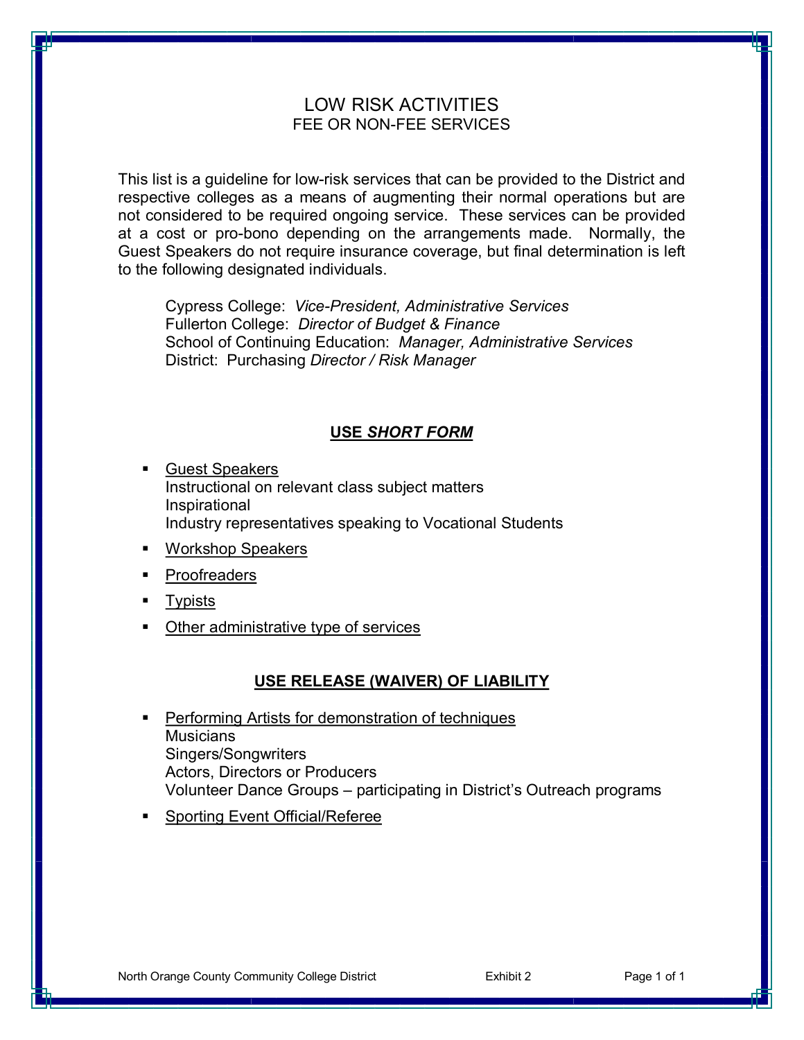# LOW RISK ACTIVITIES

## FEE OR NON-FEE SERVICES

This list is a guideline for low-risk services that can be provided to the District and respective colleges as a means of augmenting their normal operations but are not considered to be required ongoing service. These services can be provided at a cost or pro-bono depending on the arrangements made. Normally, the Guest Speakers do not require insurance coverage, but final determination is left to the following designated individuals.

> Cypress College: *Vice-President, Administrative Services*
> Fullerton College: *Director of Budget & Finance*
> School of Continuing Education: *Manager, Administrative Services*
> District: Purchasing *Director / Risk Manager*

### USE *SHORT FORM*

- Guest Speakers
  Instructional on relevant class subject matters
  Inspirational
  Industry representatives speaking to Vocational Students
- Workshop Speakers
- Proofreaders
- Typists
- Other administrative type of services

### USE RELEASE (WAIVER) OF LIABILITY

- Performing Artists for demonstration of techniques
  Musicians
  Singers/Songwriters
  Actors, Directors or Producers
  Volunteer Dance Groups – participating in District's Outreach programs
- Sporting Event Official/Referee

North Orange County Community College District — Exhibit 2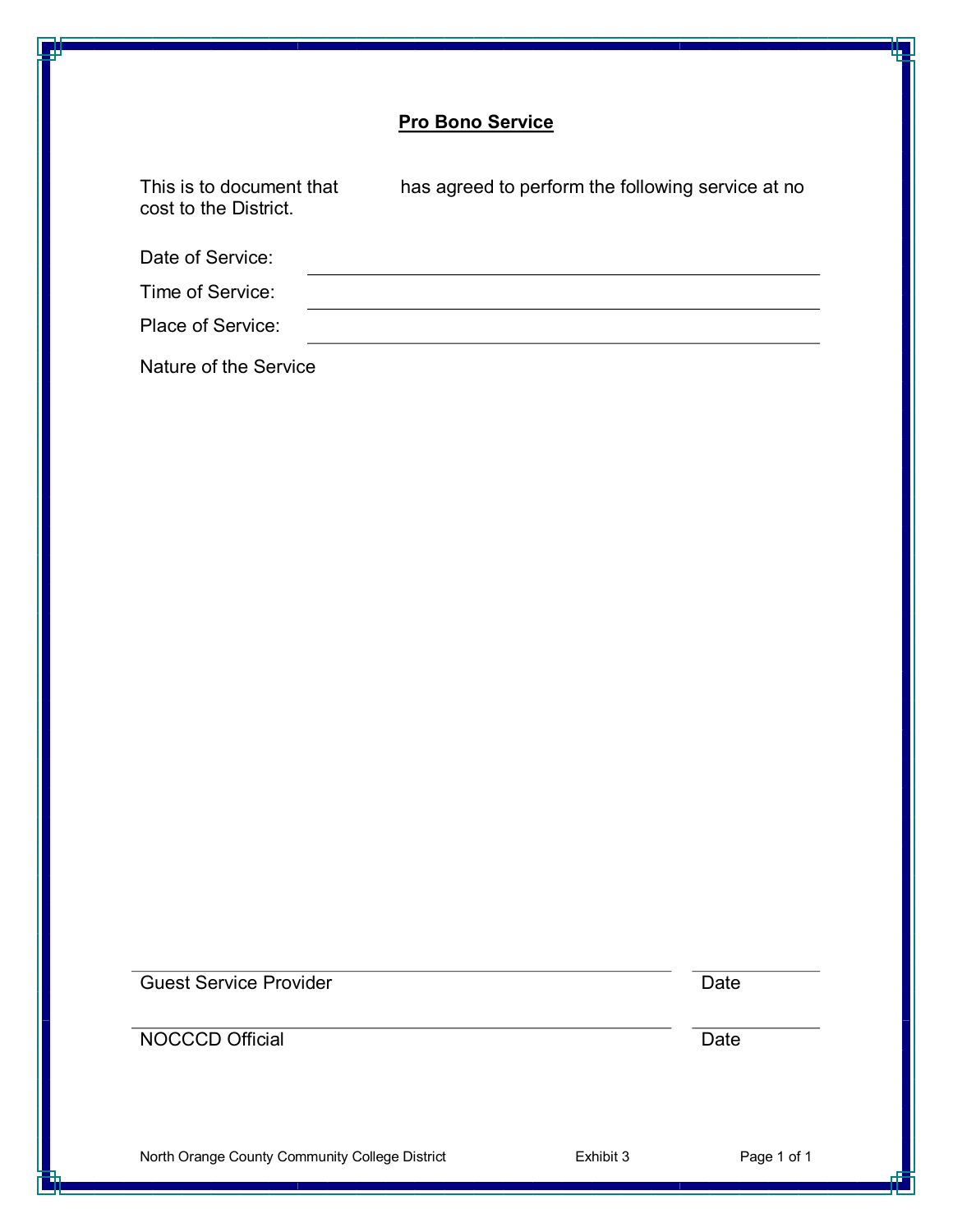**Pro Bono Service**

This is to document that &nbsp;&nbsp;&nbsp;&nbsp;&nbsp;&nbsp;&nbsp;&nbsp; has agreed to perform the following service at no cost to the District.

Date of Service: ______________________________

Time of Service: ______________________________

Place of Service: ______________________________

Nature of the Service

______________________________ &nbsp;&nbsp;&nbsp;&nbsp; __________
Guest Service Provider &nbsp;&nbsp;&nbsp;&nbsp;&nbsp;&nbsp;&nbsp;&nbsp;&nbsp;&nbsp;&nbsp;&nbsp;&nbsp;&nbsp;&nbsp;&nbsp;&nbsp;&nbsp; Date

______________________________ &nbsp;&nbsp;&nbsp;&nbsp; __________
NOCCCD Official &nbsp;&nbsp;&nbsp;&nbsp;&nbsp;&nbsp;&nbsp;&nbsp;&nbsp;&nbsp;&nbsp;&nbsp;&nbsp;&nbsp;&nbsp;&nbsp;&nbsp;&nbsp;&nbsp;&nbsp;&nbsp;&nbsp;&nbsp; Date

North Orange County Community College District &nbsp;&nbsp;&nbsp;&nbsp; Exhibit 3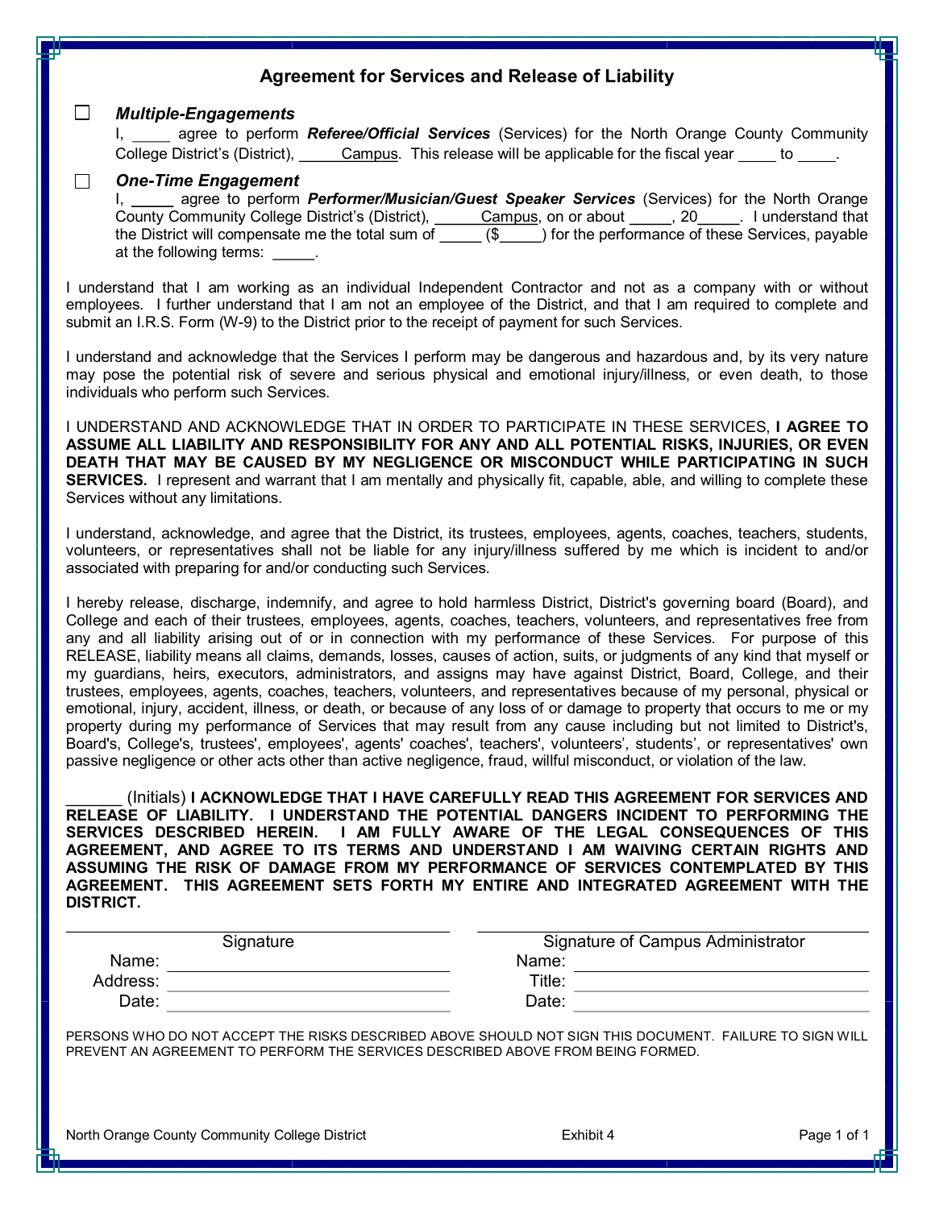## Agreement for Services and Release of Liability

☐ ***Multiple-Engagements***

I, _____ agree to perform ***Referee/Official Services*** (Services) for the North Orange County Community College District's (District), _____Campus. This release will be applicable for the fiscal year _____ to _____.

☐ ***One-Time Engagement***

I, _____ agree to perform ***Performer/Musician/Guest Speaker Services*** (Services) for the North Orange County Community College District's (District), _____Campus, on or about _____, 20_____. I understand that the District will compensate me the total sum of _____ ($_____) for the performance of these Services, payable at the following terms: _____.

I understand that I am working as an individual Independent Contractor and not as a company with or without employees. I further understand that I am not an employee of the District, and that I am required to complete and submit an I.R.S. Form (W-9) to the District prior to the receipt of payment for such Services.

I understand and acknowledge that the Services I perform may be dangerous and hazardous and, by its very nature may pose the potential risk of severe and serious physical and emotional injury/illness, or even death, to those individuals who perform such Services.

I UNDERSTAND AND ACKNOWLEDGE THAT IN ORDER TO PARTICIPATE IN THESE SERVICES, **I AGREE TO ASSUME ALL LIABILITY AND RESPONSIBILITY FOR ANY AND ALL POTENTIAL RISKS, INJURIES, OR EVEN DEATH THAT MAY BE CAUSED BY MY NEGLIGENCE OR MISCONDUCT WHILE PARTICIPATING IN SUCH SERVICES.** I represent and warrant that I am mentally and physically fit, capable, able, and willing to complete these Services without any limitations.

I understand, acknowledge, and agree that the District, its trustees, employees, agents, coaches, teachers, students, volunteers, or representatives shall not be liable for any injury/illness suffered by me which is incident to and/or associated with preparing for and/or conducting such Services.

I hereby release, discharge, indemnify, and agree to hold harmless District, District's governing board (Board), and College and each of their trustees, employees, agents, coaches, teachers, volunteers, and representatives free from any and all liability arising out of or in connection with my performance of these Services. For purpose of this RELEASE, liability means all claims, demands, losses, causes of action, suits, or judgments of any kind that myself or my guardians, heirs, executors, administrators, and assigns may have against District, Board, College, and their trustees, employees, agents, coaches, teachers, volunteers, and representatives because of my personal, physical or emotional, injury, accident, illness, or death, or because of any loss of or damage to property that occurs to me or my property during my performance of Services that may result from any cause including but not limited to District's, Board's, College's, trustees', employees', agents' coaches', teachers', volunteers', students', or representatives' own passive negligence or other acts other than active negligence, fraud, willful misconduct, or violation of the law.

______ (Initials) **I ACKNOWLEDGE THAT I HAVE CAREFULLY READ THIS AGREEMENT FOR SERVICES AND RELEASE OF LIABILITY. I UNDERSTAND THE POTENTIAL DANGERS INCIDENT TO PERFORMING THE SERVICES DESCRIBED HEREIN. I AM FULLY AWARE OF THE LEGAL CONSEQUENCES OF THIS AGREEMENT, AND AGREE TO ITS TERMS AND UNDERSTAND I AM WAIVING CERTAIN RIGHTS AND ASSUMING THE RISK OF DAMAGE FROM MY PERFORMANCE OF SERVICES CONTEMPLATED BY THIS AGREEMENT. THIS AGREEMENT SETS FORTH MY ENTIRE AND INTEGRATED AGREEMENT WITH THE DISTRICT.**

| Signature | | Signature of Campus Administrator | |
|---|---|---|---|
| Name: | ______________________ | Name: | ______________________ |
| Address: | ______________________ | Title: | ______________________ |
| Date: | ______________________ | Date: | ______________________ |

PERSONS WHO DO NOT ACCEPT THE RISKS DESCRIBED ABOVE SHOULD NOT SIGN THIS DOCUMENT. FAILURE TO SIGN WILL PREVENT AN AGREEMENT TO PERFORM THE SERVICES DESCRIBED ABOVE FROM BEING FORMED.

North Orange County Community College District — Exhibit 4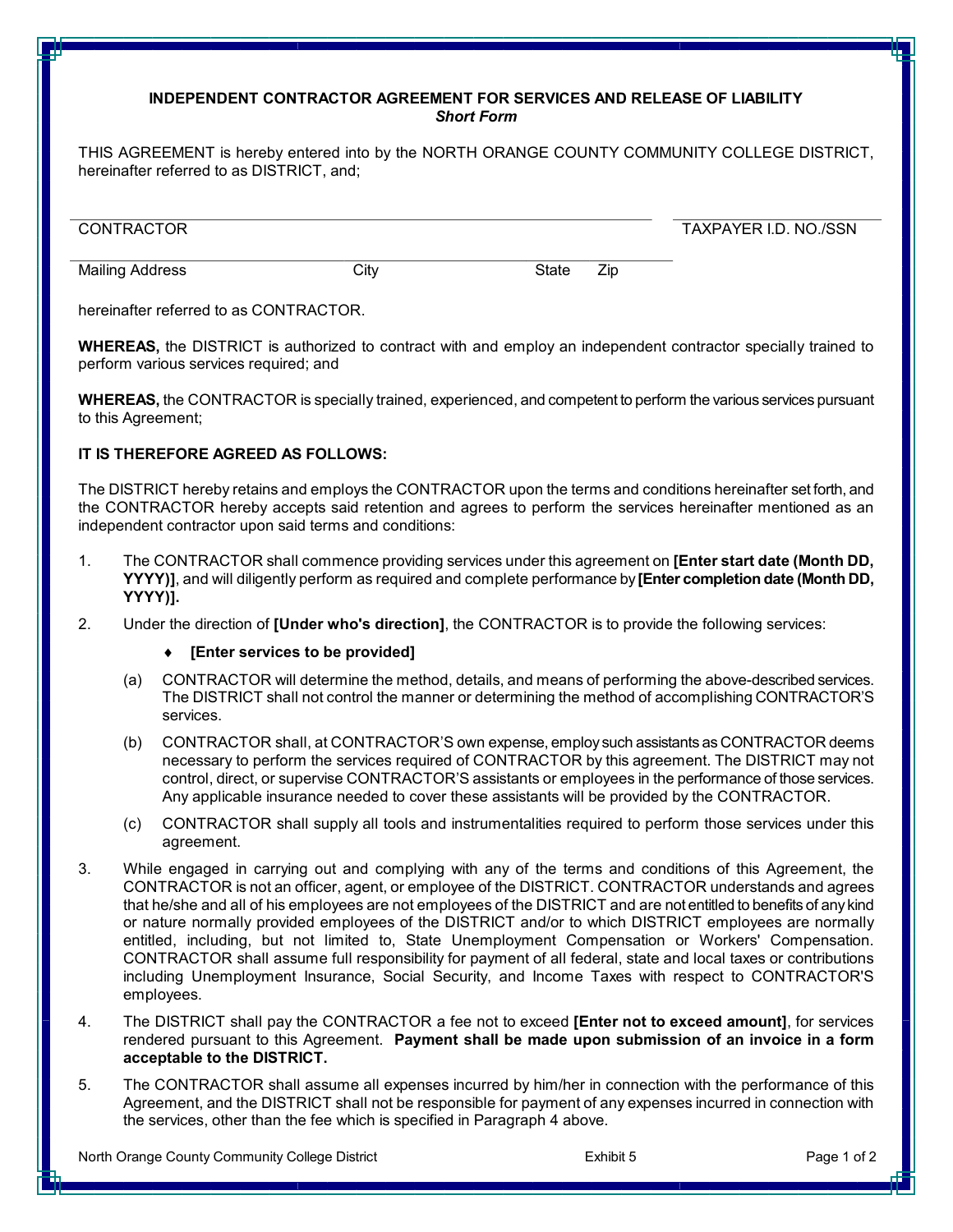**INDEPENDENT CONTRACTOR AGREEMENT FOR SERVICES AND RELEASE OF LIABILITY**
***Short Form***

THIS AGREEMENT is hereby entered into by the NORTH ORANGE COUNTY COMMUNITY COLLEGE DISTRICT, hereinafter referred to as DISTRICT, and;

CONTRACTOR ______________________ TAXPAYER I.D. NO./SSN ______________________

Mailing Address ______ City ______ State ______ Zip ______

hereinafter referred to as CONTRACTOR.

**WHEREAS,** the DISTRICT is authorized to contract with and employ an independent contractor specially trained to perform various services required; and

**WHEREAS,** the CONTRACTOR is specially trained, experienced, and competent to perform the various services pursuant to this Agreement;

**IT IS THEREFORE AGREED AS FOLLOWS:**

The DISTRICT hereby retains and employs the CONTRACTOR upon the terms and conditions hereinafter set forth, and the CONTRACTOR hereby accepts said retention and agrees to perform the services hereinafter mentioned as an independent contractor upon said terms and conditions:

1. The CONTRACTOR shall commence providing services under this agreement on **[Enter start date (Month DD, YYYY)]**, and will diligently perform as required and complete performance by **[Enter completion date (Month DD, YYYY)].**

2. Under the direction of **[Under who's direction]**, the CONTRACTOR is to provide the following services:

   - **[Enter services to be provided]**

   (a) CONTRACTOR will determine the method, details, and means of performing the above-described services. The DISTRICT shall not control the manner or determining the method of accomplishing CONTRACTOR'S services.

   (b) CONTRACTOR shall, at CONTRACTOR'S own expense, employ such assistants as CONTRACTOR deems necessary to perform the services required of CONTRACTOR by this agreement. The DISTRICT may not control, direct, or supervise CONTRACTOR'S assistants or employees in the performance of those services. Any applicable insurance needed to cover these assistants will be provided by the CONTRACTOR.

   (c) CONTRACTOR shall supply all tools and instrumentalities required to perform those services under this agreement.

3. While engaged in carrying out and complying with any of the terms and conditions of this Agreement, the CONTRACTOR is not an officer, agent, or employee of the DISTRICT. CONTRACTOR understands and agrees that he/she and all of his employees are not employees of the DISTRICT and are not entitled to benefits of any kind or nature normally provided employees of the DISTRICT and/or to which DISTRICT employees are normally entitled, including, but not limited to, State Unemployment Compensation or Workers' Compensation. CONTRACTOR shall assume full responsibility for payment of all federal, state and local taxes or contributions including Unemployment Insurance, Social Security, and Income Taxes with respect to CONTRACTOR'S employees.

4. The DISTRICT shall pay the CONTRACTOR a fee not to exceed **[Enter not to exceed amount]**, for services rendered pursuant to this Agreement. **Payment shall be made upon submission of an invoice in a form acceptable to the DISTRICT.**

5. The CONTRACTOR shall assume all expenses incurred by him/her in connection with the performance of this Agreement, and the DISTRICT shall not be responsible for payment of any expenses incurred in connection with the services, other than the fee which is specified in Paragraph 4 above.

North Orange County Community College District Exhibit 5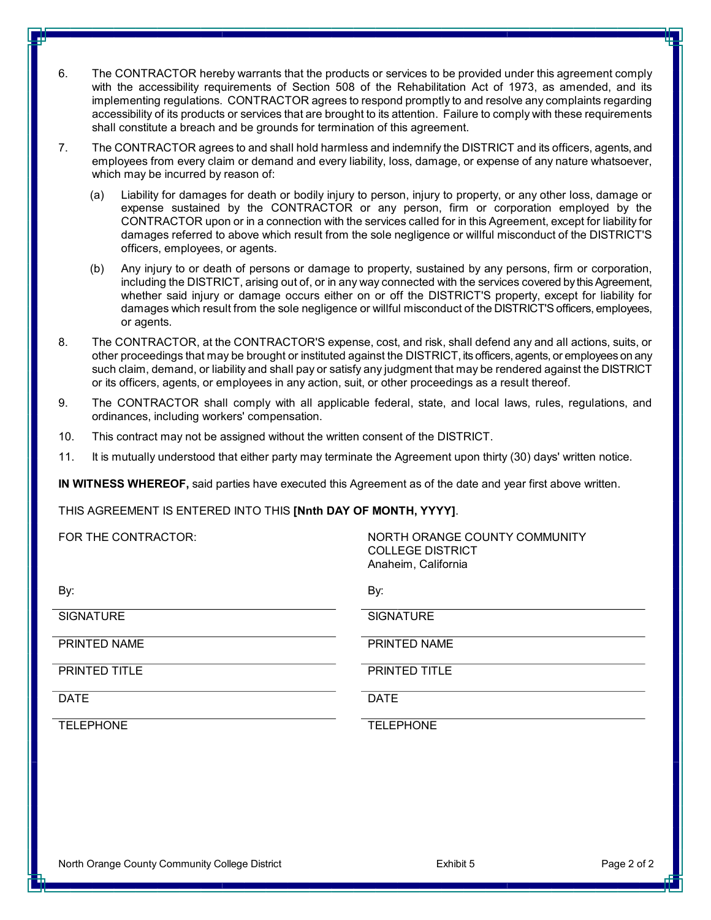6. The CONTRACTOR hereby warrants that the products or services to be provided under this agreement comply with the accessibility requirements of Section 508 of the Rehabilitation Act of 1973, as amended, and its implementing regulations. CONTRACTOR agrees to respond promptly to and resolve any complaints regarding accessibility of its products or services that are brought to its attention. Failure to comply with these requirements shall constitute a breach and be grounds for termination of this agreement.

7. The CONTRACTOR agrees to and shall hold harmless and indemnify the DISTRICT and its officers, agents, and employees from every claim or demand and every liability, loss, damage, or expense of any nature whatsoever, which may be incurred by reason of:

   (a) Liability for damages for death or bodily injury to person, injury to property, or any other loss, damage or expense sustained by the CONTRACTOR or any person, firm or corporation employed by the CONTRACTOR upon or in a connection with the services called for in this Agreement, except for liability for damages referred to above which result from the sole negligence or willful misconduct of the DISTRICT'S officers, employees, or agents.

   (b) Any injury to or death of persons or damage to property, sustained by any persons, firm or corporation, including the DISTRICT, arising out of, or in any way connected with the services covered by this Agreement, whether said injury or damage occurs either on or off the DISTRICT'S property, except for liability for damages which result from the sole negligence or willful misconduct of the DISTRICT'S officers, employees, or agents.

8. The CONTRACTOR, at the CONTRACTOR'S expense, cost, and risk, shall defend any and all actions, suits, or other proceedings that may be brought or instituted against the DISTRICT, its officers, agents, or employees on any such claim, demand, or liability and shall pay or satisfy any judgment that may be rendered against the DISTRICT or its officers, agents, or employees in any action, suit, or other proceedings as a result thereof.

9. The CONTRACTOR shall comply with all applicable federal, state, and local laws, rules, regulations, and ordinances, including workers' compensation.

10. This contract may not be assigned without the written consent of the DISTRICT.

11. It is mutually understood that either party may terminate the Agreement upon thirty (30) days' written notice.

**IN WITNESS WHEREOF,** said parties have executed this Agreement as of the date and year first above written.

THIS AGREEMENT IS ENTERED INTO THIS **[Nnth DAY OF MONTH, YYYY]**.

| FOR THE CONTRACTOR: | NORTH ORANGE COUNTY COMMUNITY COLLEGE DISTRICT<br>Anaheim, California |
|---|---|
| By: | By: |
| SIGNATURE | SIGNATURE |
| PRINTED NAME | PRINTED NAME |
| PRINTED TITLE | PRINTED TITLE |
| DATE | DATE |
| TELEPHONE | TELEPHONE |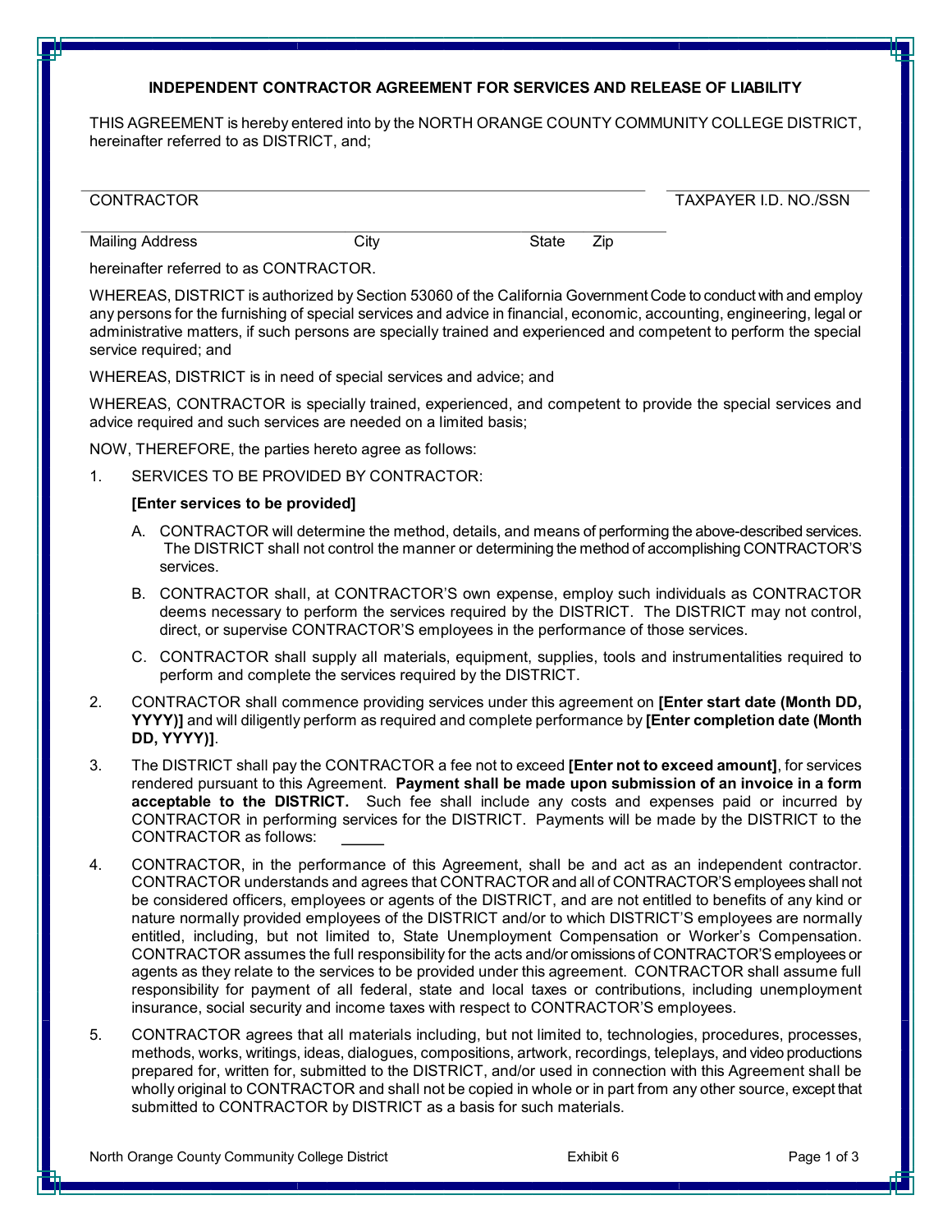## INDEPENDENT CONTRACTOR AGREEMENT FOR SERVICES AND RELEASE OF LIABILITY

THIS AGREEMENT is hereby entered into by the NORTH ORANGE COUNTY COMMUNITY COLLEGE DISTRICT, hereinafter referred to as DISTRICT, and;

| CONTRACTOR | | | | TAXPAYER I.D. NO./SSN |
|---|---|---|---|---|
| Mailing Address | City | State | Zip | |

hereinafter referred to as CONTRACTOR.

WHEREAS, DISTRICT is authorized by Section 53060 of the California Government Code to conduct with and employ any persons for the furnishing of special services and advice in financial, economic, accounting, engineering, legal or administrative matters, if such persons are specially trained and experienced and competent to perform the special service required; and

WHEREAS, DISTRICT is in need of special services and advice; and

WHEREAS, CONTRACTOR is specially trained, experienced, and competent to provide the special services and advice required and such services are needed on a limited basis;

NOW, THEREFORE, the parties hereto agree as follows:

1. SERVICES TO BE PROVIDED BY CONTRACTOR:

   **[Enter services to be provided]**

   A. CONTRACTOR will determine the method, details, and means of performing the above-described services. The DISTRICT shall not control the manner or determining the method of accomplishing CONTRACTOR'S services.

   B. CONTRACTOR shall, at CONTRACTOR'S own expense, employ such individuals as CONTRACTOR deems necessary to perform the services required by the DISTRICT. The DISTRICT may not control, direct, or supervise CONTRACTOR'S employees in the performance of those services.

   C. CONTRACTOR shall supply all materials, equipment, supplies, tools and instrumentalities required to perform and complete the services required by the DISTRICT.

2. CONTRACTOR shall commence providing services under this agreement on **[Enter start date (Month DD, YYYY)]** and will diligently perform as required and complete performance by **[Enter completion date (Month DD, YYYY)]**.

3. The DISTRICT shall pay the CONTRACTOR a fee not to exceed **[Enter not to exceed amount]**, for services rendered pursuant to this Agreement. **Payment shall be made upon submission of an invoice in a form acceptable to the DISTRICT.** Such fee shall include any costs and expenses paid or incurred by CONTRACTOR in performing services for the DISTRICT. Payments will be made by the DISTRICT to the CONTRACTOR as follows: _____

4. CONTRACTOR, in the performance of this Agreement, shall be and act as an independent contractor. CONTRACTOR understands and agrees that CONTRACTOR and all of CONTRACTOR'S employees shall not be considered officers, employees or agents of the DISTRICT, and are not entitled to benefits of any kind or nature normally provided employees of the DISTRICT and/or to which DISTRICT'S employees are normally entitled, including, but not limited to, State Unemployment Compensation or Worker's Compensation. CONTRACTOR assumes the full responsibility for the acts and/or omissions of CONTRACTOR'S employees or agents as they relate to the services to be provided under this agreement. CONTRACTOR shall assume full responsibility for payment of all federal, state and local taxes or contributions, including unemployment insurance, social security and income taxes with respect to CONTRACTOR'S employees.

5. CONTRACTOR agrees that all materials including, but not limited to, technologies, procedures, processes, methods, works, writings, ideas, dialogues, compositions, artwork, recordings, teleplays, and video productions prepared for, written for, submitted to the DISTRICT, and/or used in connection with this Agreement shall be wholly original to CONTRACTOR and shall not be copied in whole or in part from any other source, except that submitted to CONTRACTOR by DISTRICT as a basis for such materials.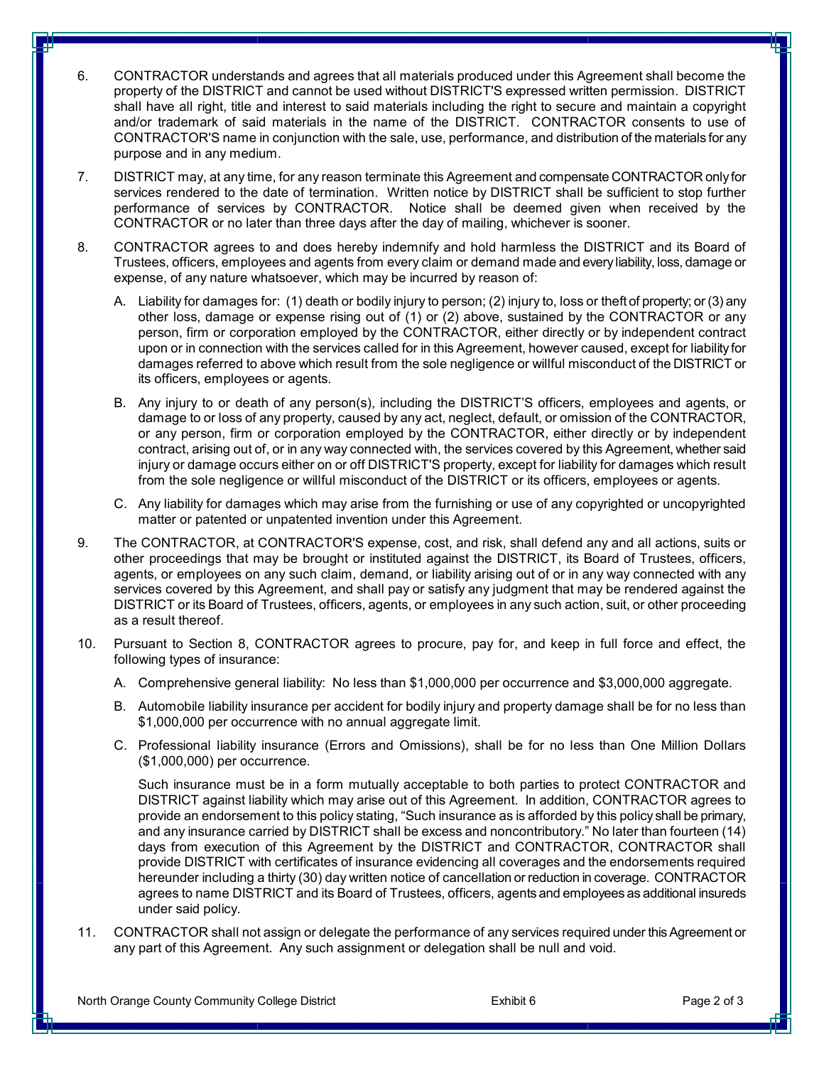6. CONTRACTOR understands and agrees that all materials produced under this Agreement shall become the property of the DISTRICT and cannot be used without DISTRICT'S expressed written permission. DISTRICT shall have all right, title and interest to said materials including the right to secure and maintain a copyright and/or trademark of said materials in the name of the DISTRICT. CONTRACTOR consents to use of CONTRACTOR'S name in conjunction with the sale, use, performance, and distribution of the materials for any purpose and in any medium.

7. DISTRICT may, at any time, for any reason terminate this Agreement and compensate CONTRACTOR only for services rendered to the date of termination. Written notice by DISTRICT shall be sufficient to stop further performance of services by CONTRACTOR. Notice shall be deemed given when received by the CONTRACTOR or no later than three days after the day of mailing, whichever is sooner.

8. CONTRACTOR agrees to and does hereby indemnify and hold harmless the DISTRICT and its Board of Trustees, officers, employees and agents from every claim or demand made and every liability, loss, damage or expense, of any nature whatsoever, which may be incurred by reason of:

   A. Liability for damages for: (1) death or bodily injury to person; (2) injury to, loss or theft of property; or (3) any other loss, damage or expense rising out of (1) or (2) above, sustained by the CONTRACTOR or any person, firm or corporation employed by the CONTRACTOR, either directly or by independent contract upon or in connection with the services called for in this Agreement, however caused, except for liability for damages referred to above which result from the sole negligence or willful misconduct of the DISTRICT or its officers, employees or agents.

   B. Any injury to or death of any person(s), including the DISTRICT'S officers, employees and agents, or damage to or loss of any property, caused by any act, neglect, default, or omission of the CONTRACTOR, or any person, firm or corporation employed by the CONTRACTOR, either directly or by independent contract, arising out of, or in any way connected with, the services covered by this Agreement, whether said injury or damage occurs either on or off DISTRICT'S property, except for liability for damages which result from the sole negligence or willful misconduct of the DISTRICT or its officers, employees or agents.

   C. Any liability for damages which may arise from the furnishing or use of any copyrighted or uncopyrighted matter or patented or unpatented invention under this Agreement.

9. The CONTRACTOR, at CONTRACTOR'S expense, cost, and risk, shall defend any and all actions, suits or other proceedings that may be brought or instituted against the DISTRICT, its Board of Trustees, officers, agents, or employees on any such claim, demand, or liability arising out of or in any way connected with any services covered by this Agreement, and shall pay or satisfy any judgment that may be rendered against the DISTRICT or its Board of Trustees, officers, agents, or employees in any such action, suit, or other proceeding as a result thereof.

10. Pursuant to Section 8, CONTRACTOR agrees to procure, pay for, and keep in full force and effect, the following types of insurance:

    A. Comprehensive general liability: No less than $1,000,000 per occurrence and $3,000,000 aggregate.

    B. Automobile liability insurance per accident for bodily injury and property damage shall be for no less than $1,000,000 per occurrence with no annual aggregate limit.

    C. Professional liability insurance (Errors and Omissions), shall be for no less than One Million Dollars ($1,000,000) per occurrence.

    Such insurance must be in a form mutually acceptable to both parties to protect CONTRACTOR and DISTRICT against liability which may arise out of this Agreement. In addition, CONTRACTOR agrees to provide an endorsement to this policy stating, "Such insurance as is afforded by this policy shall be primary, and any insurance carried by DISTRICT shall be excess and noncontributory." No later than fourteen (14) days from execution of this Agreement by the DISTRICT and CONTRACTOR, CONTRACTOR shall provide DISTRICT with certificates of insurance evidencing all coverages and the endorsements required hereunder including a thirty (30) day written notice of cancellation or reduction in coverage. CONTRACTOR agrees to name DISTRICT and its Board of Trustees, officers, agents and employees as additional insureds under said policy.

11. CONTRACTOR shall not assign or delegate the performance of any services required under this Agreement or any part of this Agreement. Any such assignment or delegation shall be null and void.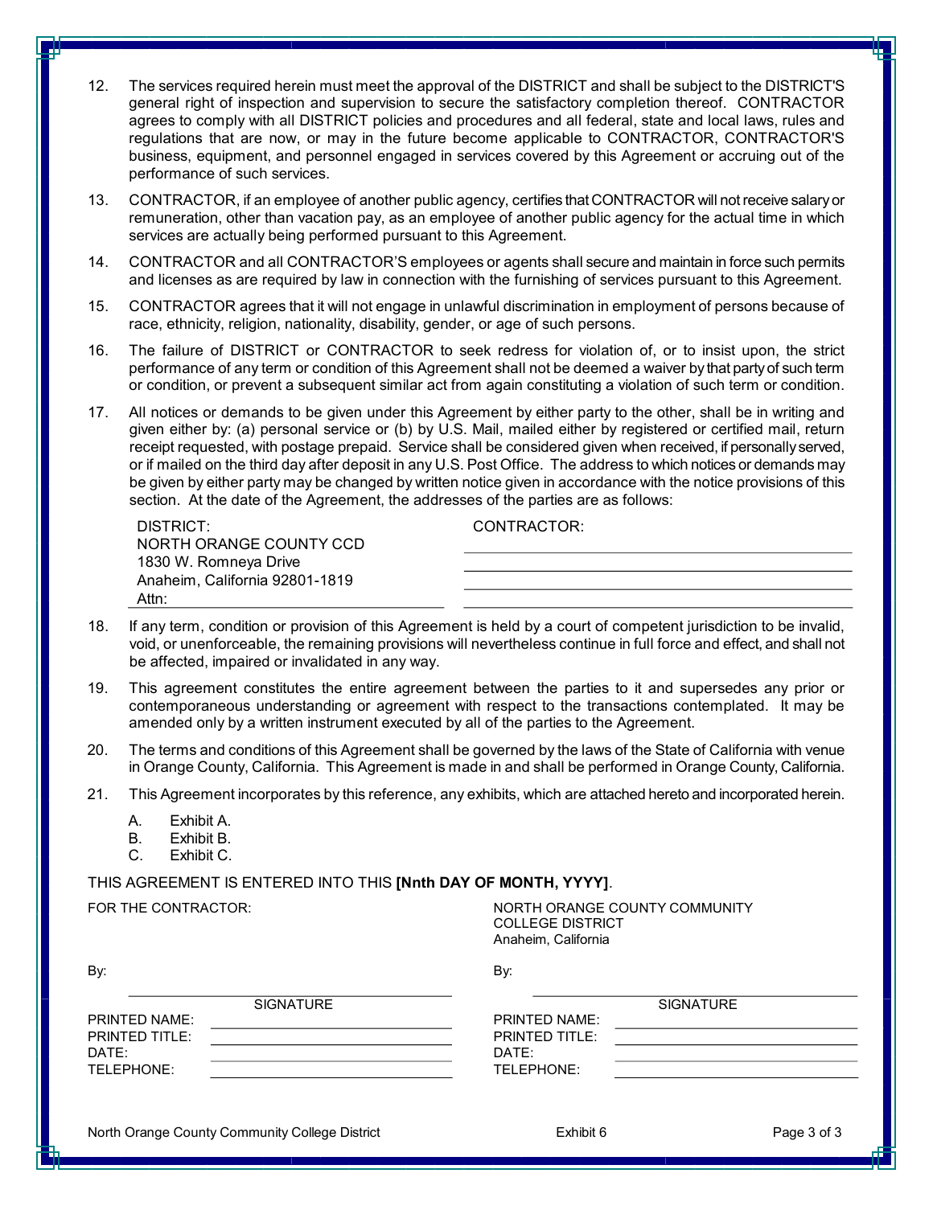12. The services required herein must meet the approval of the DISTRICT and shall be subject to the DISTRICT'S general right of inspection and supervision to secure the satisfactory completion thereof. CONTRACTOR agrees to comply with all DISTRICT policies and procedures and all federal, state and local laws, rules and regulations that are now, or may in the future become applicable to CONTRACTOR, CONTRACTOR'S business, equipment, and personnel engaged in services covered by this Agreement or accruing out of the performance of such services.

13. CONTRACTOR, if an employee of another public agency, certifies that CONTRACTOR will not receive salary or remuneration, other than vacation pay, as an employee of another public agency for the actual time in which services are actually being performed pursuant to this Agreement.

14. CONTRACTOR and all CONTRACTOR'S employees or agents shall secure and maintain in force such permits and licenses as are required by law in connection with the furnishing of services pursuant to this Agreement.

15. CONTRACTOR agrees that it will not engage in unlawful discrimination in employment of persons because of race, ethnicity, religion, nationality, disability, gender, or age of such persons.

16. The failure of DISTRICT or CONTRACTOR to seek redress for violation of, or to insist upon, the strict performance of any term or condition of this Agreement shall not be deemed a waiver by that party of such term or condition, or prevent a subsequent similar act from again constituting a violation of such term or condition.

17. All notices or demands to be given under this Agreement by either party to the other, shall be in writing and given either by: (a) personal service or (b) by U.S. Mail, mailed either by registered or certified mail, return receipt requested, with postage prepaid. Service shall be considered given when received, if personally served, or if mailed on the third day after deposit in any U.S. Post Office. The address to which notices or demands may be given by either party may be changed by written notice given in accordance with the notice provisions of this section. At the date of the Agreement, the addresses of the parties are as follows:

| DISTRICT: | CONTRACTOR: |
|---|---|
| NORTH ORANGE COUNTY CCD | ______________________________ |
| 1830 W. Romneya Drive | ______________________________ |
| Anaheim, California 92801-1819 | ______________________________ |
| Attn: ______________________________ | ______________________________ |

18. If any term, condition or provision of this Agreement is held by a court of competent jurisdiction to be invalid, void, or unenforceable, the remaining provisions will nevertheless continue in full force and effect, and shall not be affected, impaired or invalidated in any way.

19. This agreement constitutes the entire agreement between the parties to it and supersedes any prior or contemporaneous understanding or agreement with respect to the transactions contemplated. It may be amended only by a written instrument executed by all of the parties to the Agreement.

20. The terms and conditions of this Agreement shall be governed by the laws of the State of California with venue in Orange County, California. This Agreement is made in and shall be performed in Orange County, California.

21. This Agreement incorporates by this reference, any exhibits, which are attached hereto and incorporated herein.

    A. Exhibit A.
    B. Exhibit B.
    C. Exhibit C.

THIS AGREEMENT IS ENTERED INTO THIS **[Nnth DAY OF MONTH, YYYY]**.

| FOR THE CONTRACTOR: | NORTH ORANGE COUNTY COMMUNITY COLLEGE DISTRICT<br>Anaheim, California |
|---|---|
| By: ______________________________ | By: ______________________________ |
| SIGNATURE | SIGNATURE |
| PRINTED NAME: ______________________ | PRINTED NAME: ______________________ |
| PRINTED TITLE: ______________________ | PRINTED TITLE: ______________________ |
| DATE: ______________________ | DATE: ______________________ |
| TELEPHONE: ______________________ | TELEPHONE: ______________________ |